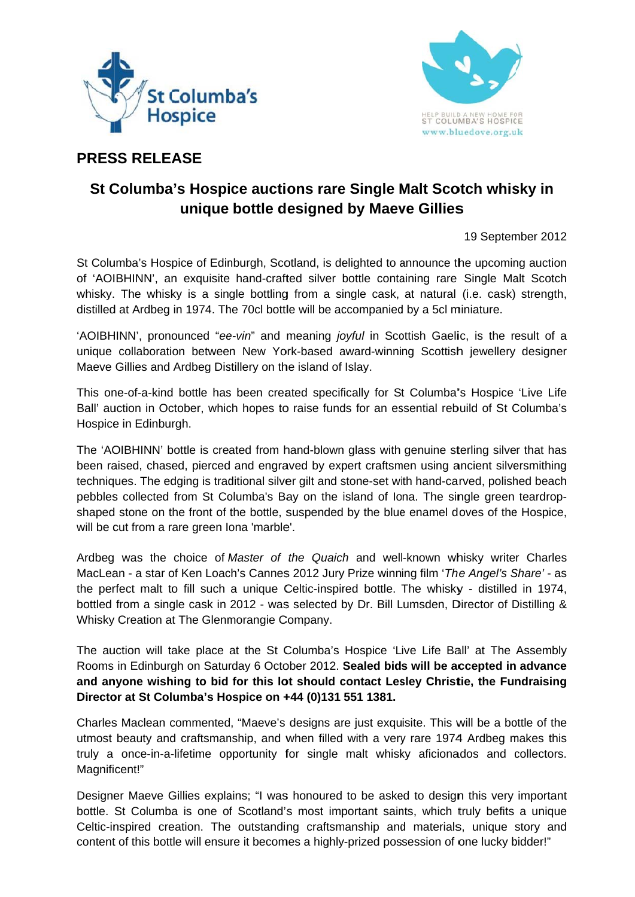St Columba's Hospice

HELP BUILD A NEW HOME FOR ST COLUMBA'S HOSPICE
www.bluedove.org.uk

## PRESS RELEASE

# St Columba's Hospice auctions rare Single Malt Scotch whisky in unique bottle designed by Maeve Gillies

19 September 2012

St Columba's Hospice of Edinburgh, Scotland, is delighted to announce the upcoming auction of 'AOIBHINN', an exquisite hand-crafted silver bottle containing rare Single Malt Scotch whisky. The whisky is a single bottling from a single cask, at natural (i.e. cask) strength, distilled at Ardbeg in 1974. The 70cl bottle will be accompanied by a 5cl miniature.

'AOIBHINN', pronounced "*ee-vin*" and meaning *joyful* in Scottish Gaelic, is the result of a unique collaboration between New York-based award-winning Scottish jewellery designer Maeve Gillies and Ardbeg Distillery on the island of Islay.

This one-of-a-kind bottle has been created specifically for St Columba's Hospice 'Live Life Ball' auction in October, which hopes to raise funds for an essential rebuild of St Columba's Hospice in Edinburgh.

The 'AOIBHINN' bottle is created from hand-blown glass with genuine sterling silver that has been raised, chased, pierced and engraved by expert craftsmen using ancient silversmithing techniques. The edging is traditional silver gilt and stone-set with hand-carved, polished beach pebbles collected from St Columba's Bay on the island of Iona. The single green teardrop-shaped stone on the front of the bottle, suspended by the blue enamel doves of the Hospice, will be cut from a rare green Iona 'marble'.

Ardbeg was the choice of *Master of the Quaich* and well-known whisky writer Charles MacLean - a star of Ken Loach's Cannes 2012 Jury Prize winning film '*The Angel's Share*' - as the perfect malt to fill such a unique Celtic-inspired bottle. The whisky - distilled in 1974, bottled from a single cask in 2012 - was selected by Dr. Bill Lumsden, Director of Distilling & Whisky Creation at The Glenmorangie Company.

The auction will take place at the St Columba's Hospice 'Live Life Ball' at The Assembly Rooms in Edinburgh on Saturday 6 October 2012. **Sealed bids will be accepted in advance and anyone wishing to bid for this lot should contact Lesley Christie, the Fundraising Director at St Columba's Hospice on +44 (0)131 551 1381.**

Charles Maclean commented, "Maeve's designs are just exquisite. This will be a bottle of the utmost beauty and craftsmanship, and when filled with a very rare 1974 Ardbeg makes this truly a once-in-a-lifetime opportunity for single malt whisky aficionados and collectors. Magnificent!"

Designer Maeve Gillies explains; "I was honoured to be asked to design this very important bottle. St Columba is one of Scotland's most important saints, which truly befits a unique Celtic-inspired creation. The outstanding craftsmanship and materials, unique story and content of this bottle will ensure it becomes a highly-prized possession of one lucky bidder!"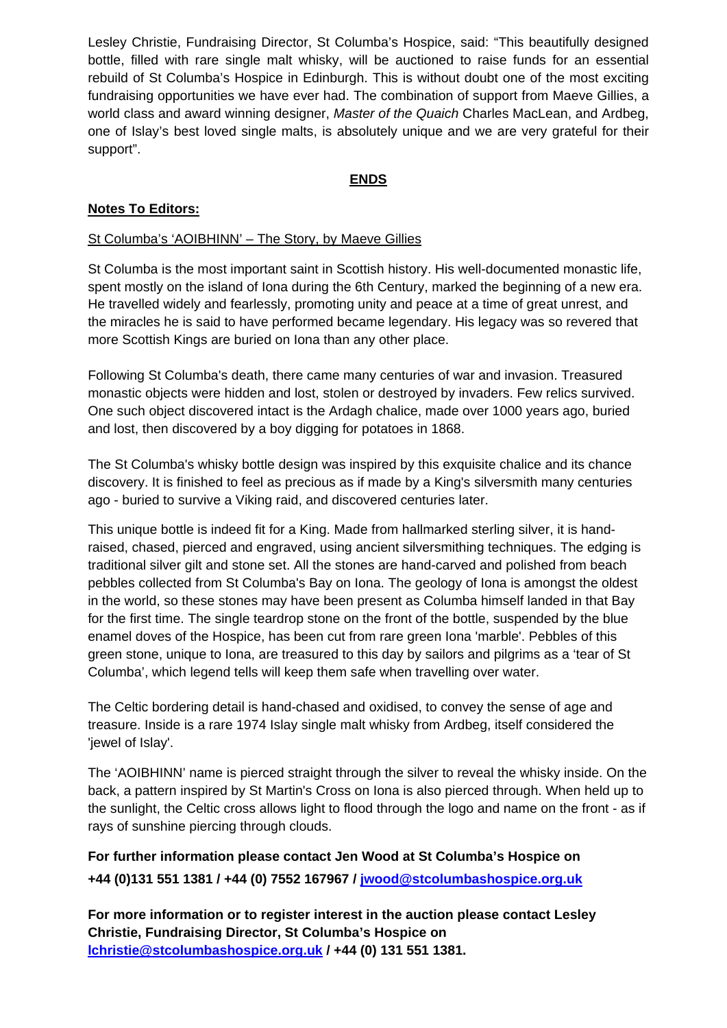Lesley Christie, Fundraising Director, St Columba's Hospice, said: "This beautifully designed bottle, filled with rare single malt whisky, will be auctioned to raise funds for an essential rebuild of St Columba's Hospice in Edinburgh. This is without doubt one of the most exciting fundraising opportunities we have ever had. The combination of support from Maeve Gillies, a world class and award winning designer, *Master of the Quaich* Charles MacLean, and Ardbeg, one of Islay's best loved single malts, is absolutely unique and we are very grateful for their support".

**ENDS**

**Notes To Editors:**

St Columba's 'AOIBHINN' – The Story, by Maeve Gillies

St Columba is the most important saint in Scottish history. His well-documented monastic life, spent mostly on the island of Iona during the 6th Century, marked the beginning of a new era. He travelled widely and fearlessly, promoting unity and peace at a time of great unrest, and the miracles he is said to have performed became legendary. His legacy was so revered that more Scottish Kings are buried on Iona than any other place.

Following St Columba's death, there came many centuries of war and invasion. Treasured monastic objects were hidden and lost, stolen or destroyed by invaders. Few relics survived. One such object discovered intact is the Ardagh chalice, made over 1000 years ago, buried and lost, then discovered by a boy digging for potatoes in 1868.

The St Columba's whisky bottle design was inspired by this exquisite chalice and its chance discovery. It is finished to feel as precious as if made by a King's silversmith many centuries ago - buried to survive a Viking raid, and discovered centuries later.

This unique bottle is indeed fit for a King. Made from hallmarked sterling silver, it is hand-raised, chased, pierced and engraved, using ancient silversmithing techniques. The edging is traditional silver gilt and stone set. All the stones are hand-carved and polished from beach pebbles collected from St Columba's Bay on Iona. The geology of Iona is amongst the oldest in the world, so these stones may have been present as Columba himself landed in that Bay for the first time. The single teardrop stone on the front of the bottle, suspended by the blue enamel doves of the Hospice, has been cut from rare green Iona 'marble'. Pebbles of this green stone, unique to Iona, are treasured to this day by sailors and pilgrims as a 'tear of St Columba', which legend tells will keep them safe when travelling over water.

The Celtic bordering detail is hand-chased and oxidised, to convey the sense of age and treasure. Inside is a rare 1974 Islay single malt whisky from Ardbeg, itself considered the 'jewel of Islay'.

The 'AOIBHINN' name is pierced straight through the silver to reveal the whisky inside. On the back, a pattern inspired by St Martin's Cross on Iona is also pierced through. When held up to the sunlight, the Celtic cross allows light to flood through the logo and name on the front - as if rays of sunshine piercing through clouds.

**For further information please contact Jen Wood at St Columba's Hospice on +44 (0)131 551 1381 / +44 (0) 7552 167967 / jwood@stcolumbashospice.org.uk**

**For more information or to register interest in the auction please contact Lesley Christie, Fundraising Director, St Columba's Hospice on lchristie@stcolumbashospice.org.uk / +44 (0) 131 551 1381.**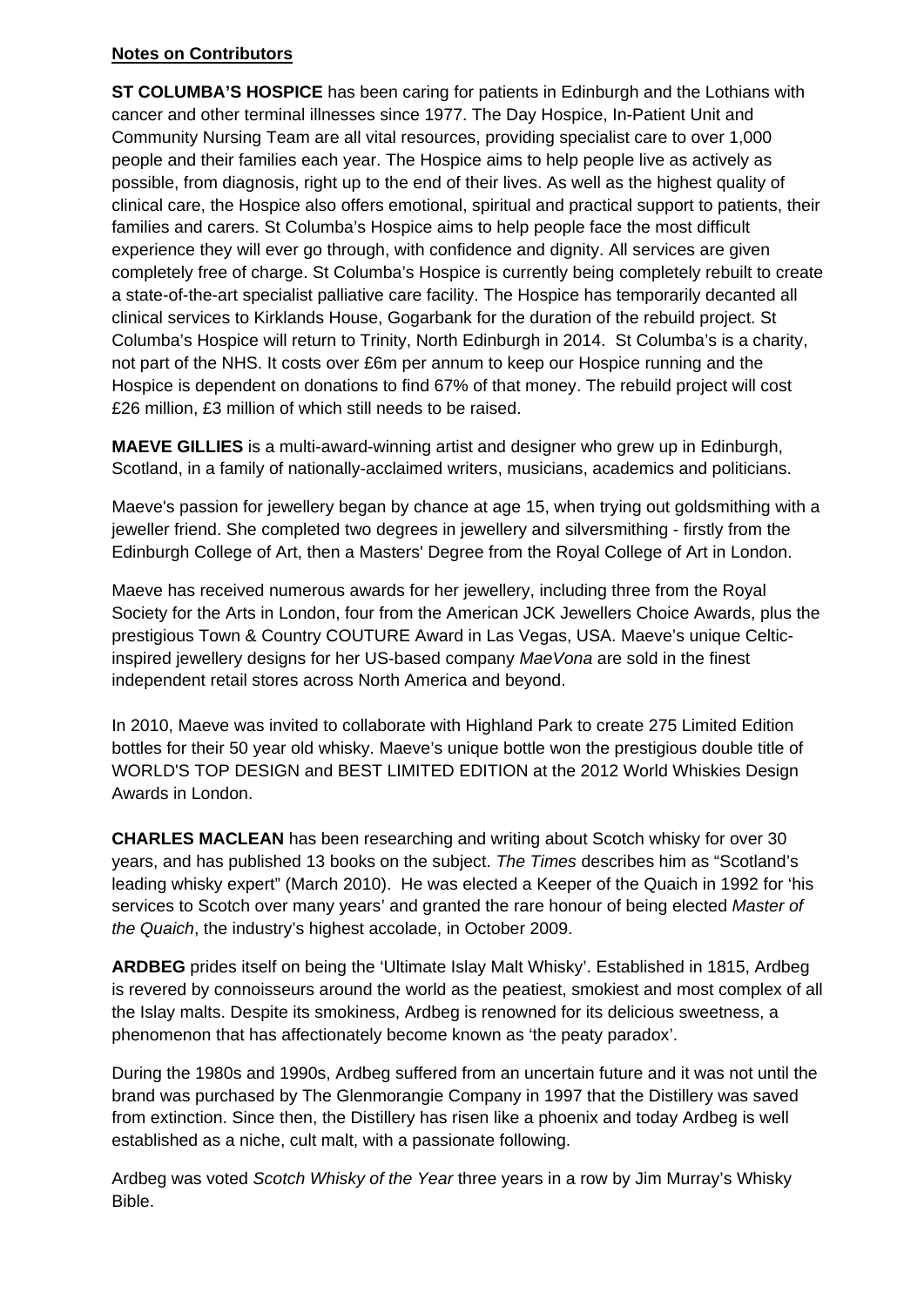**Notes on Contributors**

**ST COLUMBA'S HOSPICE** has been caring for patients in Edinburgh and the Lothians with cancer and other terminal illnesses since 1977. The Day Hospice, In-Patient Unit and Community Nursing Team are all vital resources, providing specialist care to over 1,000 people and their families each year. The Hospice aims to help people live as actively as possible, from diagnosis, right up to the end of their lives. As well as the highest quality of clinical care, the Hospice also offers emotional, spiritual and practical support to patients, their families and carers. St Columba's Hospice aims to help people face the most difficult experience they will ever go through, with confidence and dignity. All services are given completely free of charge. St Columba's Hospice is currently being completely rebuilt to create a state-of-the-art specialist palliative care facility. The Hospice has temporarily decanted all clinical services to Kirklands House, Gogarbank for the duration of the rebuild project. St Columba's Hospice will return to Trinity, North Edinburgh in 2014. St Columba's is a charity, not part of the NHS. It costs over £6m per annum to keep our Hospice running and the Hospice is dependent on donations to find 67% of that money. The rebuild project will cost £26 million, £3 million of which still needs to be raised.

**MAEVE GILLIES** is a multi-award-winning artist and designer who grew up in Edinburgh, Scotland, in a family of nationally-acclaimed writers, musicians, academics and politicians.

Maeve's passion for jewellery began by chance at age 15, when trying out goldsmithing with a jeweller friend. She completed two degrees in jewellery and silversmithing - firstly from the Edinburgh College of Art, then a Masters' Degree from the Royal College of Art in London.

Maeve has received numerous awards for her jewellery, including three from the Royal Society for the Arts in London, four from the American JCK Jewellers Choice Awards, plus the prestigious Town & Country COUTURE Award in Las Vegas, USA. Maeve's unique Celtic-inspired jewellery designs for her US-based company *MaeVona* are sold in the finest independent retail stores across North America and beyond.

In 2010, Maeve was invited to collaborate with Highland Park to create 275 Limited Edition bottles for their 50 year old whisky. Maeve's unique bottle won the prestigious double title of WORLD'S TOP DESIGN and BEST LIMITED EDITION at the 2012 World Whiskies Design Awards in London.

**CHARLES MACLEAN** has been researching and writing about Scotch whisky for over 30 years, and has published 13 books on the subject. *The Times* describes him as "Scotland's leading whisky expert" (March 2010). He was elected a Keeper of the Quaich in 1992 for 'his services to Scotch over many years' and granted the rare honour of being elected *Master of the Quaich*, the industry's highest accolade, in October 2009.

**ARDBEG** prides itself on being the 'Ultimate Islay Malt Whisky'. Established in 1815, Ardbeg is revered by connoisseurs around the world as the peatiest, smokiest and most complex of all the Islay malts. Despite its smokiness, Ardbeg is renowned for its delicious sweetness, a phenomenon that has affectionately become known as 'the peaty paradox'.

During the 1980s and 1990s, Ardbeg suffered from an uncertain future and it was not until the brand was purchased by The Glenmorangie Company in 1997 that the Distillery was saved from extinction. Since then, the Distillery has risen like a phoenix and today Ardbeg is well established as a niche, cult malt, with a passionate following.

Ardbeg was voted *Scotch Whisky of the Year* three years in a row by Jim Murray's Whisky Bible.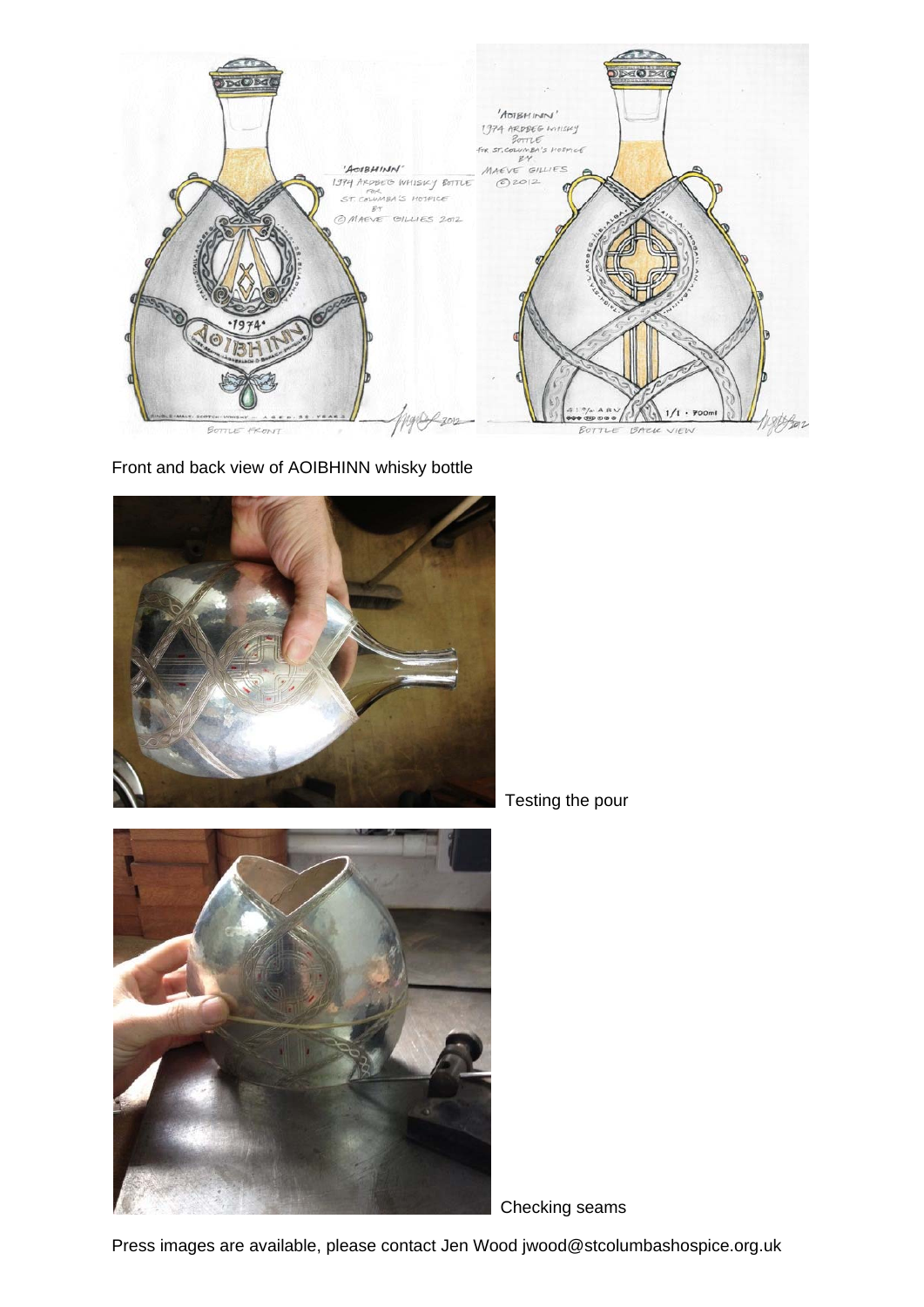Front and back view of AOIBHINN whisky bottle

Testing the pour

Checking seams

Press images are available, please contact Jen Wood jwood@stcolumbashospice.org.uk